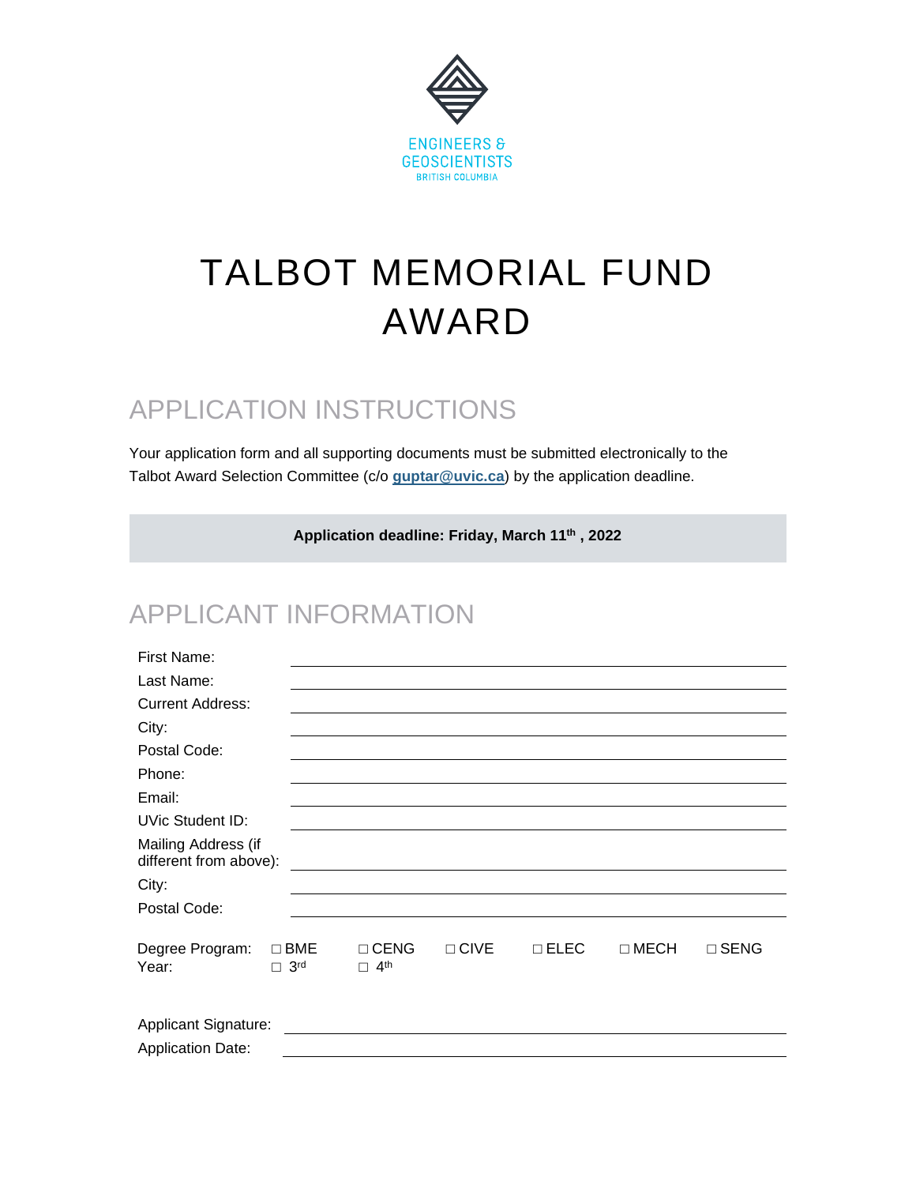ENGINEERS & GEOSCIENTISTS
BRITISH COLUMBIA

# TALBOT MEMORIAL FUND AWARD

## APPLICATION INSTRUCTIONS

Your application form and all supporting documents must be submitted electronically to the Talbot Award Selection Committee (c/o **guptar@uvic.ca**) by the application deadline.

**Application deadline: Friday, March 11th , 2022**

## APPLICANT INFORMATION

First Name: ______________________________

Last Name: ______________________________

Current Address: ______________________________

City: ______________________________

Postal Code: ______________________________

Phone: ______________________________

Email: ______________________________

UVic Student ID: ______________________________

Mailing Address (if different from above): ______________________________

City: ______________________________

Postal Code: ______________________________

Degree Program: ☐ BME ☐ CENG ☐ CIVE ☐ ELEC ☐ MECH ☐ SENG

Year: ☐ 3rd ☐ 4th

Applicant Signature: ______________________________

Application Date: ______________________________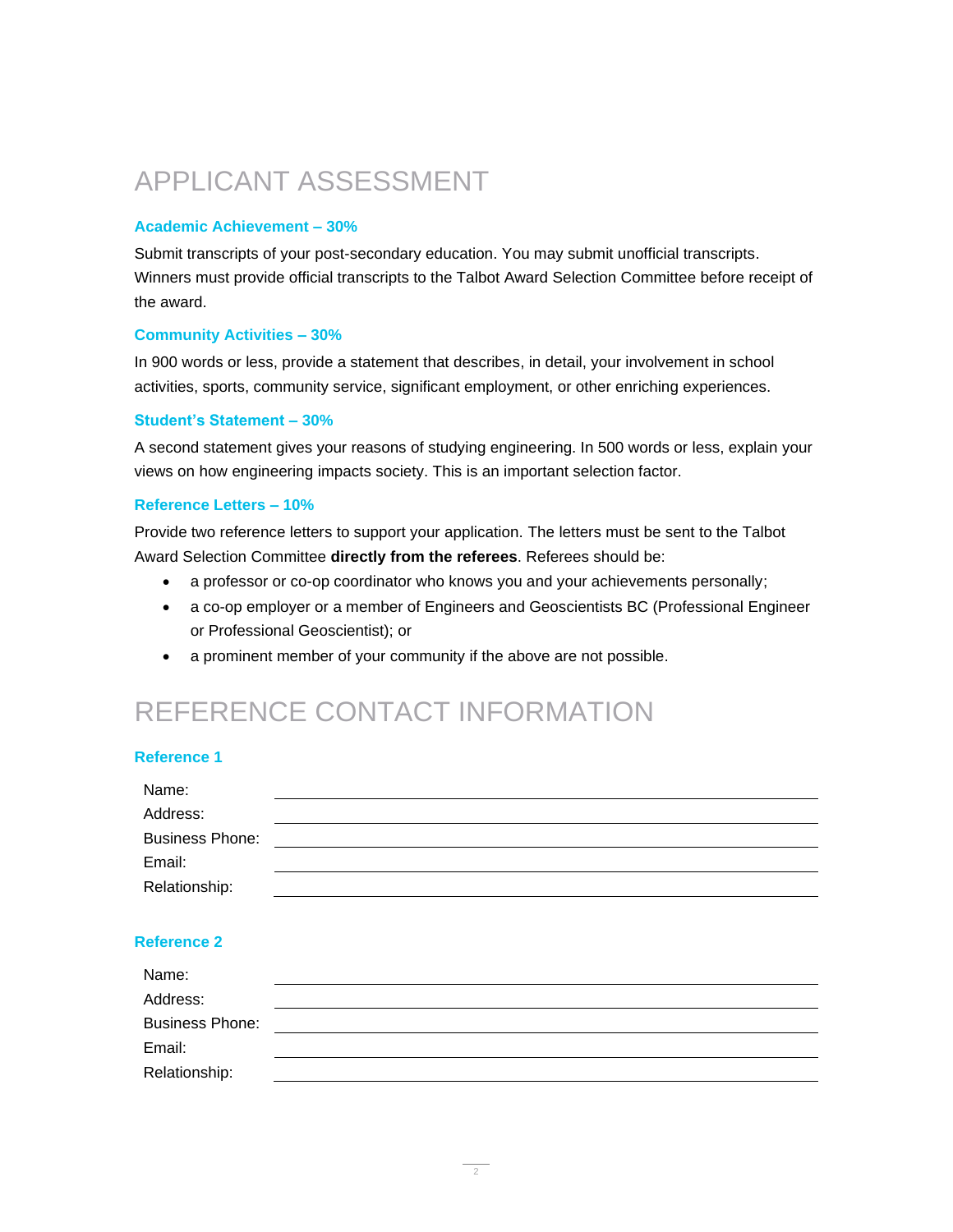# APPLICANT ASSESSMENT

### Academic Achievement – 30%

Submit transcripts of your post-secondary education. You may submit unofficial transcripts. Winners must provide official transcripts to the Talbot Award Selection Committee before receipt of the award.

### Community Activities – 30%

In 900 words or less, provide a statement that describes, in detail, your involvement in school activities, sports, community service, significant employment, or other enriching experiences.

### Student's Statement – 30%

A second statement gives your reasons of studying engineering. In 500 words or less, explain your views on how engineering impacts society. This is an important selection factor.

### Reference Letters – 10%

Provide two reference letters to support your application. The letters must be sent to the Talbot Award Selection Committee **directly from the referees**. Referees should be:

- a professor or co-op coordinator who knows you and your achievements personally;
- a co-op employer or a member of Engineers and Geoscientists BC (Professional Engineer or Professional Geoscientist); or
- a prominent member of your community if the above are not possible.

# REFERENCE CONTACT INFORMATION

### Reference 1

Name: \_\_\_\_\_\_\_\_\_\_\_\_\_\_\_\_\_\_\_\_\_\_\_\_\_\_\_\_\_\_

Address: \_\_\_\_\_\_\_\_\_\_\_\_\_\_\_\_\_\_\_\_\_\_\_\_\_\_\_\_\_\_

Business Phone: \_\_\_\_\_\_\_\_\_\_\_\_\_\_\_\_\_\_\_\_\_\_\_\_\_\_\_\_\_\_

Email: \_\_\_\_\_\_\_\_\_\_\_\_\_\_\_\_\_\_\_\_\_\_\_\_\_\_\_\_\_\_

Relationship: \_\_\_\_\_\_\_\_\_\_\_\_\_\_\_\_\_\_\_\_\_\_\_\_\_\_\_\_\_\_

### Reference 2

Name: \_\_\_\_\_\_\_\_\_\_\_\_\_\_\_\_\_\_\_\_\_\_\_\_\_\_\_\_\_\_

Address: \_\_\_\_\_\_\_\_\_\_\_\_\_\_\_\_\_\_\_\_\_\_\_\_\_\_\_\_\_\_

Business Phone: \_\_\_\_\_\_\_\_\_\_\_\_\_\_\_\_\_\_\_\_\_\_\_\_\_\_\_\_\_\_

Email: \_\_\_\_\_\_\_\_\_\_\_\_\_\_\_\_\_\_\_\_\_\_\_\_\_\_\_\_\_\_

Relationship: \_\_\_\_\_\_\_\_\_\_\_\_\_\_\_\_\_\_\_\_\_\_\_\_\_\_\_\_\_\_